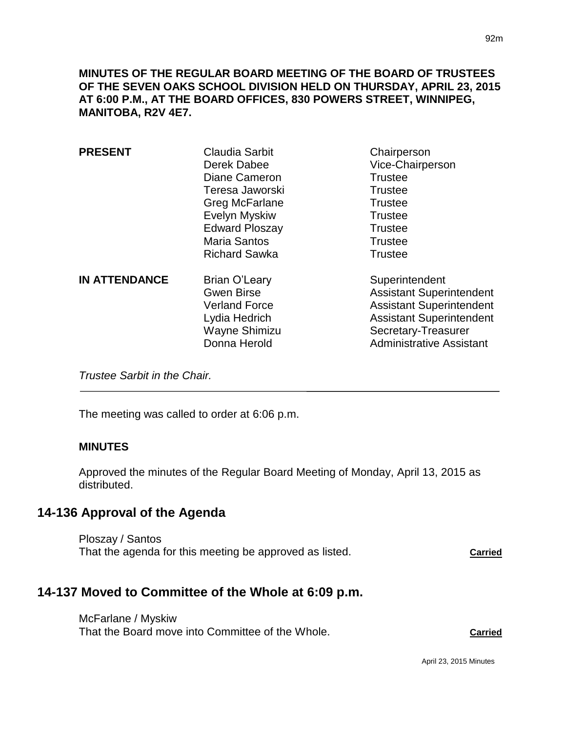**MINUTES OF THE REGULAR BOARD MEETING OF THE BOARD OF TRUSTEES OF THE SEVEN OAKS SCHOOL DIVISION HELD ON THURSDAY, APRIL 23, 2015 AT 6:00 P.M., AT THE BOARD OFFICES, 830 POWERS STREET, WINNIPEG, MANITOBA, R2V 4E7.**

| | | |
|---|---|---|
| **PRESENT** | Claudia Sarbit | Chairperson |
| | Derek Dabee | Vice-Chairperson |
| | Diane Cameron | Trustee |
| | Teresa Jaworski | Trustee |
| | Greg McFarlane | Trustee |
| | Evelyn Myskiw | Trustee |
| | Edward Ploszay | Trustee |
| | Maria Santos | Trustee |
| | Richard Sawka | Trustee |
| **IN ATTENDANCE** | Brian O'Leary | Superintendent |
| | Gwen Birse | Assistant Superintendent |
| | Verland Force | Assistant Superintendent |
| | Lydia Hedrich | Assistant Superintendent |
| | Wayne Shimizu | Secretary-Treasurer |
| | Donna Herold | Administrative Assistant |

*Trustee Sarbit in the Chair.*

---

The meeting was called to order at 6:06 p.m.

**MINUTES**

Approved the minutes of the Regular Board Meeting of Monday, April 13, 2015 as distributed.

## 14-136 Approval of the Agenda

Ploszay / Santos
That the agenda for this meeting be approved as listed. **Carried**

## 14-137 Moved to Committee of the Whole at 6:09 p.m.

McFarlane / Myskiw
That the Board move into Committee of the Whole. **Carried**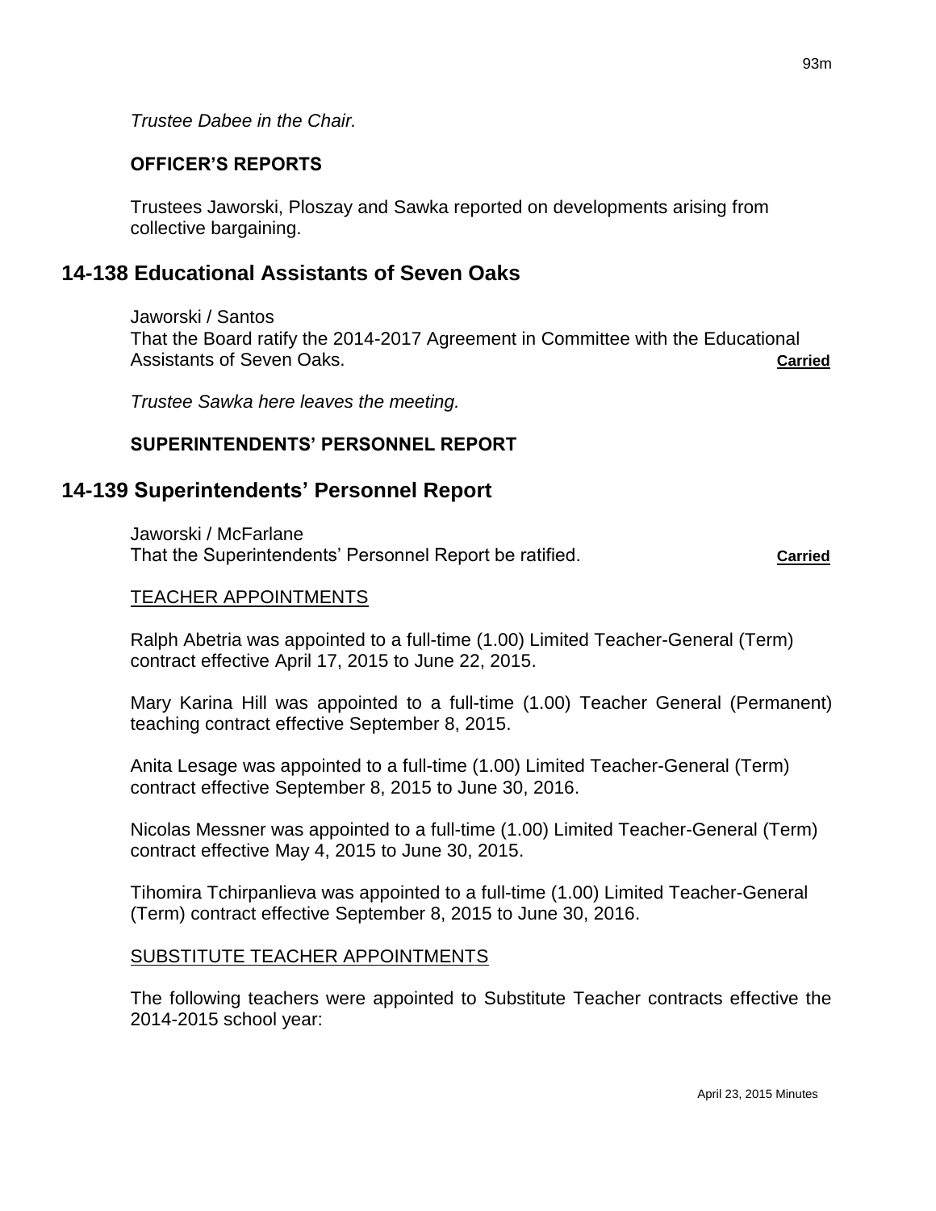*Trustee Dabee in the Chair.*

**OFFICER'S REPORTS**

Trustees Jaworski, Ploszay and Sawka reported on developments arising from collective bargaining.

## 14-138 Educational Assistants of Seven Oaks

Jaworski / Santos
That the Board ratify the 2014-2017 Agreement in Committee with the Educational Assistants of Seven Oaks. **Carried**

*Trustee Sawka here leaves the meeting.*

**SUPERINTENDENTS' PERSONNEL REPORT**

## 14-139 Superintendents' Personnel Report

Jaworski / McFarlane
That the Superintendents' Personnel Report be ratified. **Carried**

TEACHER APPOINTMENTS

Ralph Abetria was appointed to a full-time (1.00) Limited Teacher-General (Term) contract effective April 17, 2015 to June 22, 2015.

Mary Karina Hill was appointed to a full-time (1.00) Teacher General (Permanent) teaching contract effective September 8, 2015.

Anita Lesage was appointed to a full-time (1.00) Limited Teacher-General (Term) contract effective September 8, 2015 to June 30, 2016.

Nicolas Messner was appointed to a full-time (1.00) Limited Teacher-General (Term) contract effective May 4, 2015 to June 30, 2015.

Tihomira Tchirpanlieva was appointed to a full-time (1.00) Limited Teacher-General (Term) contract effective September 8, 2015 to June 30, 2016.

SUBSTITUTE TEACHER APPOINTMENTS

The following teachers were appointed to Substitute Teacher contracts effective the 2014-2015 school year: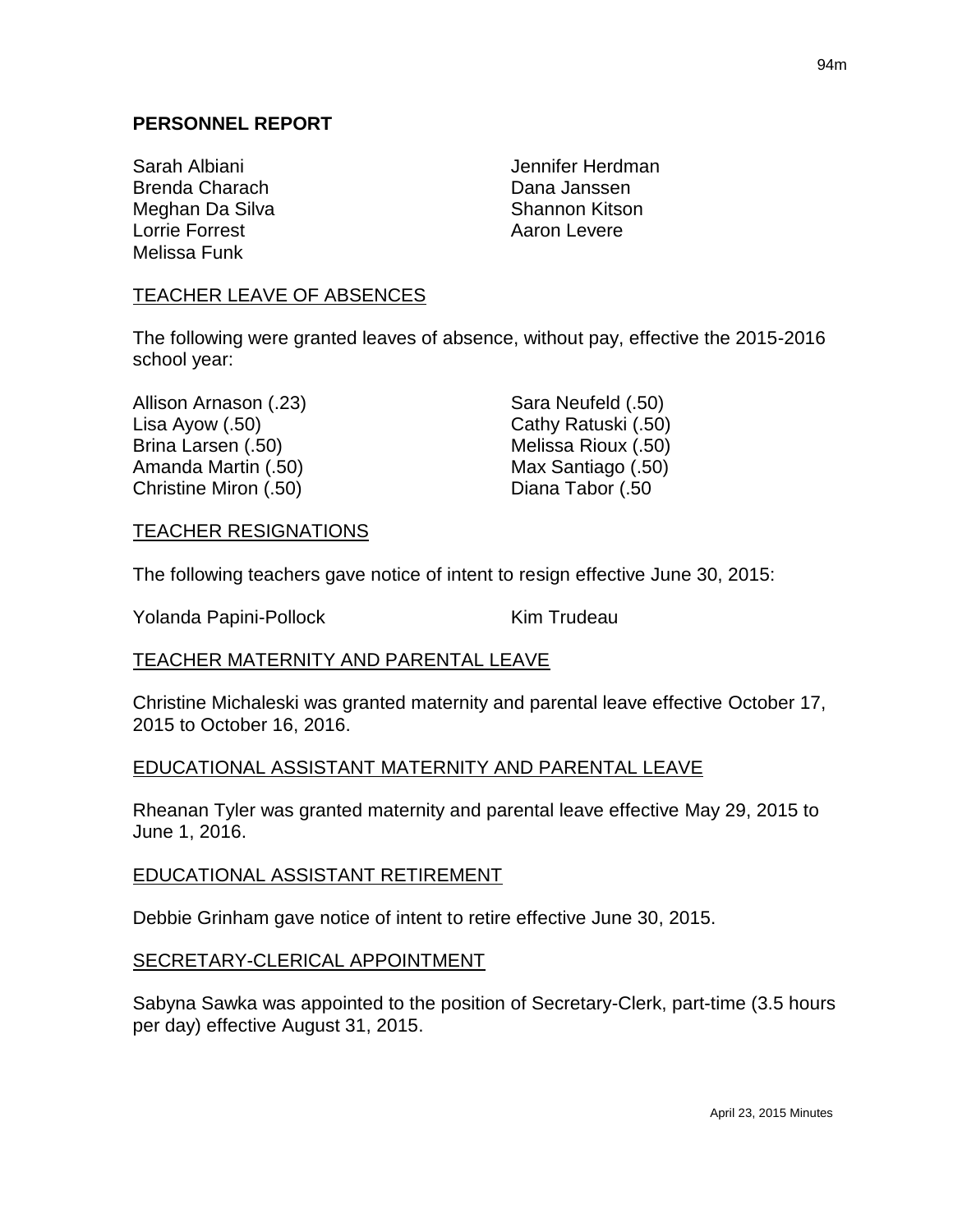## PERSONNEL REPORT

Sarah Albiani
Brenda Charach
Meghan Da Silva
Lorrie Forrest
Melissa Funk
Jennifer Herdman
Dana Janssen
Shannon Kitson
Aaron Levere

### TEACHER LEAVE OF ABSENCES

The following were granted leaves of absence, without pay, effective the 2015-2016 school year:

Allison Arnason (.23)
Lisa Ayow (.50)
Brina Larsen (.50)
Amanda Martin (.50)
Christine Miron (.50)
Sara Neufeld (.50)
Cathy Ratuski (.50)
Melissa Rioux (.50)
Max Santiago (.50)
Diana Tabor (.50

### TEACHER RESIGNATIONS

The following teachers gave notice of intent to resign effective June 30, 2015:

Yolanda Papini-Pollock
Kim Trudeau

### TEACHER MATERNITY AND PARENTAL LEAVE

Christine Michaleski was granted maternity and parental leave effective October 17, 2015 to October 16, 2016.

### EDUCATIONAL ASSISTANT MATERNITY AND PARENTAL LEAVE

Rheanan Tyler was granted maternity and parental leave effective May 29, 2015 to June 1, 2016.

### EDUCATIONAL ASSISTANT RETIREMENT

Debbie Grinham gave notice of intent to retire effective June 30, 2015.

### SECRETARY-CLERICAL APPOINTMENT

Sabyna Sawka was appointed to the position of Secretary-Clerk, part-time (3.5 hours per day) effective August 31, 2015.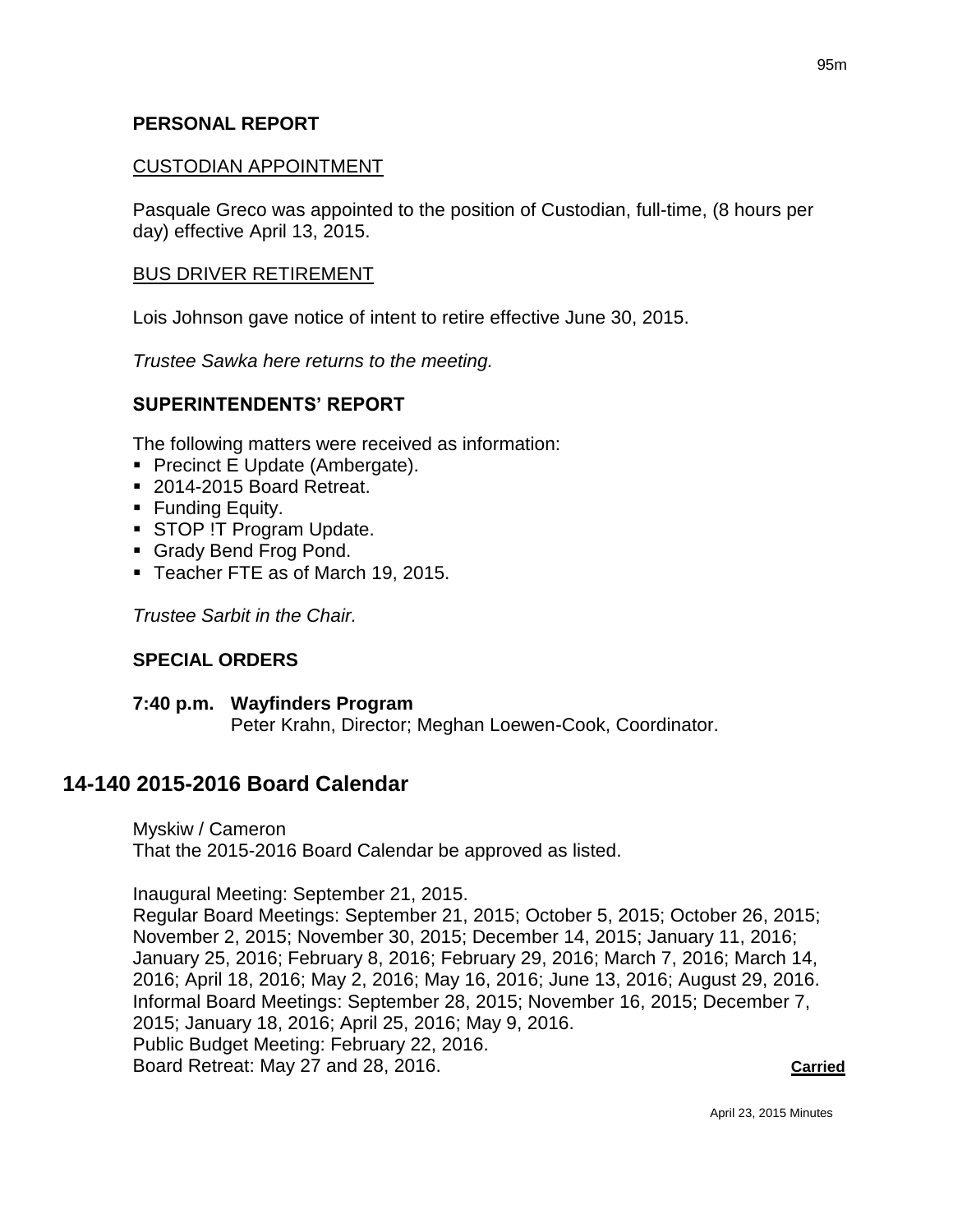### PERSONAL REPORT

CUSTODIAN APPOINTMENT

Pasquale Greco was appointed to the position of Custodian, full-time, (8 hours per day) effective April 13, 2015.

BUS DRIVER RETIREMENT

Lois Johnson gave notice of intent to retire effective June 30, 2015.

*Trustee Sawka here returns to the meeting.*

### SUPERINTENDENTS' REPORT

The following matters were received as information:

- Precinct E Update (Ambergate).
- 2014-2015 Board Retreat.
- Funding Equity.
- STOP !T Program Update.
- Grady Bend Frog Pond.
- Teacher FTE as of March 19, 2015.

*Trustee Sarbit in the Chair.*

### SPECIAL ORDERS

**7:40 p.m. Wayfinders Program**
Peter Krahn, Director; Meghan Loewen-Cook, Coordinator.

## 14-140 2015-2016 Board Calendar

Myskiw / Cameron
That the 2015-2016 Board Calendar be approved as listed.

Inaugural Meeting: September 21, 2015.
Regular Board Meetings: September 21, 2015; October 5, 2015; October 26, 2015; November 2, 2015; November 30, 2015; December 14, 2015; January 11, 2016; January 25, 2016; February 8, 2016; February 29, 2016; March 7, 2016; March 14, 2016; April 18, 2016; May 2, 2016; May 16, 2016; June 13, 2016; August 29, 2016.
Informal Board Meetings: September 28, 2015; November 16, 2015; December 7, 2015; January 18, 2016; April 25, 2016; May 9, 2016.
Public Budget Meeting: February 22, 2016.
Board Retreat: May 27 and 28, 2016. **Carried**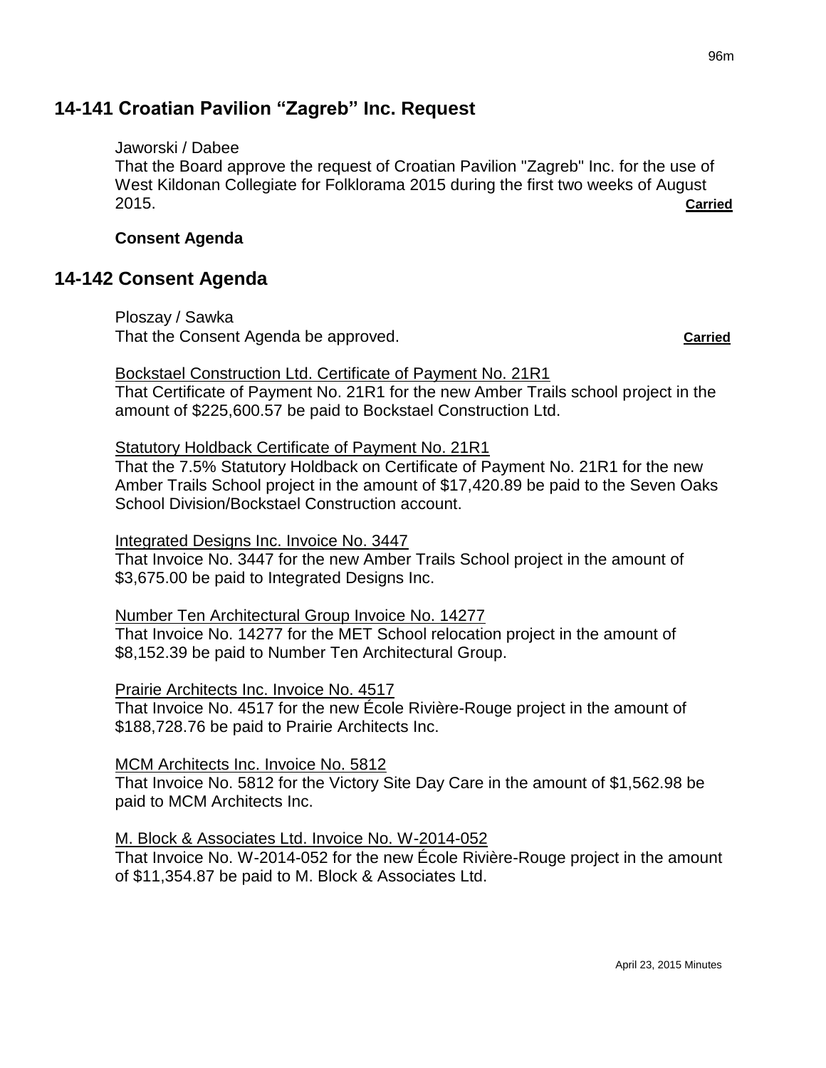## 14-141 Croatian Pavilion "Zagreb" Inc. Request

Jaworski / Dabee
That the Board approve the request of Croatian Pavilion "Zagreb" Inc. for the use of West Kildonan Collegiate for Folklorama 2015 during the first two weeks of August 2015. **Carried**

**Consent Agenda**

## 14-142 Consent Agenda

Ploszay / Sawka
That the Consent Agenda be approved. **Carried**

Bockstael Construction Ltd. Certificate of Payment No. 21R1
That Certificate of Payment No. 21R1 for the new Amber Trails school project in the amount of $225,600.57 be paid to Bockstael Construction Ltd.

Statutory Holdback Certificate of Payment No. 21R1
That the 7.5% Statutory Holdback on Certificate of Payment No. 21R1 for the new Amber Trails School project in the amount of $17,420.89 be paid to the Seven Oaks School Division/Bockstael Construction account.

Integrated Designs Inc. Invoice No. 3447
That Invoice No. 3447 for the new Amber Trails School project in the amount of $3,675.00 be paid to Integrated Designs Inc.

Number Ten Architectural Group Invoice No. 14277
That Invoice No. 14277 for the MET School relocation project in the amount of $8,152.39 be paid to Number Ten Architectural Group.

Prairie Architects Inc. Invoice No. 4517
That Invoice No. 4517 for the new École Rivière-Rouge project in the amount of $188,728.76 be paid to Prairie Architects Inc.

MCM Architects Inc. Invoice No. 5812
That Invoice No. 5812 for the Victory Site Day Care in the amount of $1,562.98 be paid to MCM Architects Inc.

M. Block & Associates Ltd. Invoice No. W-2014-052
That Invoice No. W-2014-052 for the new École Rivière-Rouge project in the amount of $11,354.87 be paid to M. Block & Associates Ltd.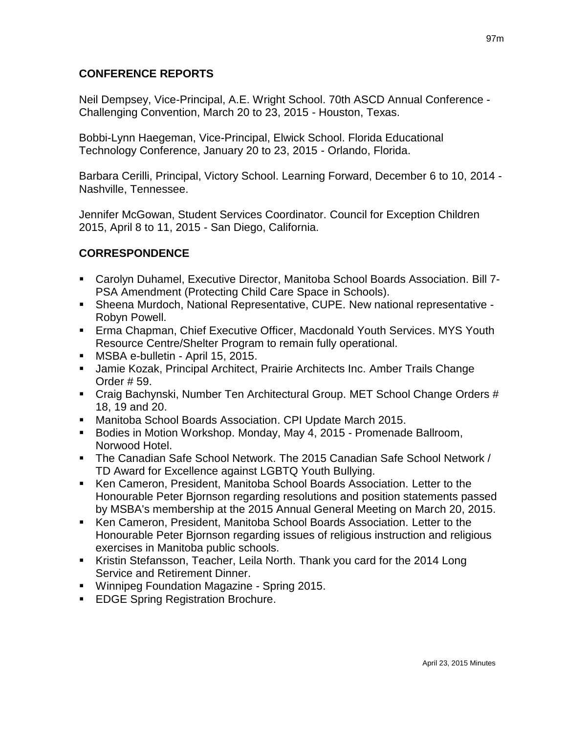## CONFERENCE REPORTS

Neil Dempsey, Vice-Principal, A.E. Wright School. 70th ASCD Annual Conference - Challenging Convention, March 20 to 23, 2015 - Houston, Texas.

Bobbi-Lynn Haegeman, Vice-Principal, Elwick School. Florida Educational Technology Conference, January 20 to 23, 2015 - Orlando, Florida.

Barbara Cerilli, Principal, Victory School. Learning Forward, December 6 to 10, 2014 - Nashville, Tennessee.

Jennifer McGowan, Student Services Coordinator. Council for Exception Children 2015, April 8 to 11, 2015 - San Diego, California.

## CORRESPONDENCE

- Carolyn Duhamel, Executive Director, Manitoba School Boards Association. Bill 7-PSA Amendment (Protecting Child Care Space in Schools).
- Sheena Murdoch, National Representative, CUPE. New national representative - Robyn Powell.
- Erma Chapman, Chief Executive Officer, Macdonald Youth Services. MYS Youth Resource Centre/Shelter Program to remain fully operational.
- MSBA e-bulletin - April 15, 2015.
- Jamie Kozak, Principal Architect, Prairie Architects Inc. Amber Trails Change Order # 59.
- Craig Bachynski, Number Ten Architectural Group. MET School Change Orders # 18, 19 and 20.
- Manitoba School Boards Association. CPI Update March 2015.
- Bodies in Motion Workshop. Monday, May 4, 2015 - Promenade Ballroom, Norwood Hotel.
- The Canadian Safe School Network. The 2015 Canadian Safe School Network / TD Award for Excellence against LGBTQ Youth Bullying.
- Ken Cameron, President, Manitoba School Boards Association. Letter to the Honourable Peter Bjornson regarding resolutions and position statements passed by MSBA's membership at the 2015 Annual General Meeting on March 20, 2015.
- Ken Cameron, President, Manitoba School Boards Association. Letter to the Honourable Peter Bjornson regarding issues of religious instruction and religious exercises in Manitoba public schools.
- Kristin Stefansson, Teacher, Leila North. Thank you card for the 2014 Long Service and Retirement Dinner.
- Winnipeg Foundation Magazine - Spring 2015.
- EDGE Spring Registration Brochure.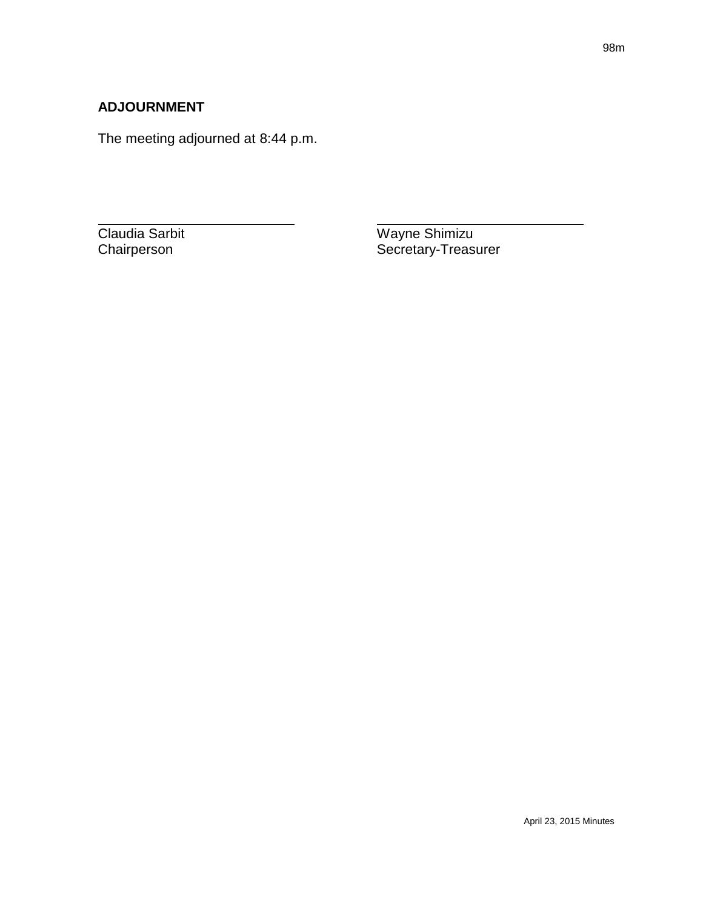## ADJOURNMENT

The meeting adjourned at 8:44 p.m.

| | |
|---|---|
| Claudia Sarbit | Wayne Shimizu |
| Chairperson | Secretary-Treasurer |